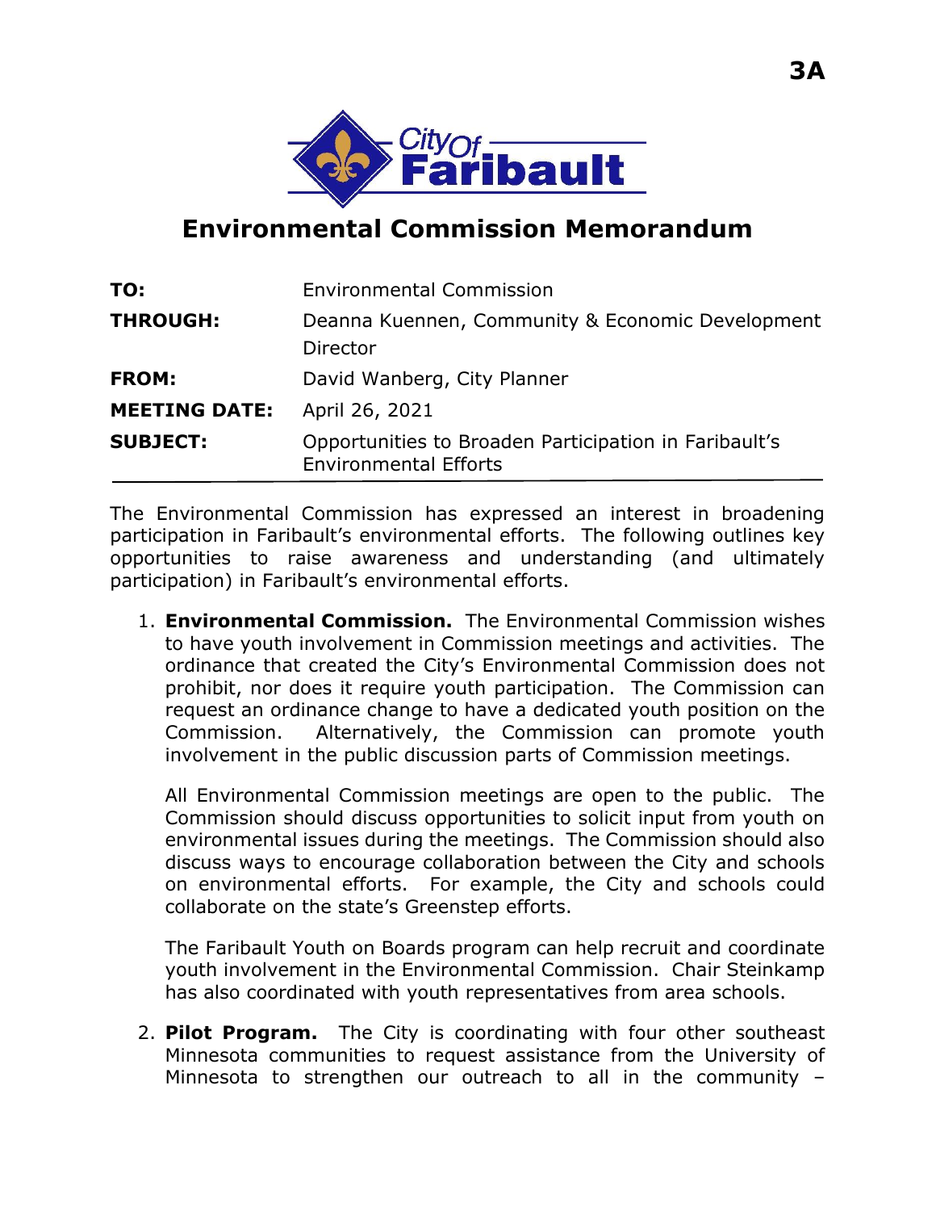3A

City Of Faribault

# Environmental Commission Memorandum

| | |
|---|---|
| **TO:** | Environmental Commission |
| **THROUGH:** | Deanna Kuennen, Community & Economic Development Director |
| **FROM:** | David Wanberg, City Planner |
| **MEETING DATE:** | April 26, 2021 |
| **SUBJECT:** | Opportunities to Broaden Participation in Faribault's Environmental Efforts |

The Environmental Commission has expressed an interest in broadening participation in Faribault's environmental efforts. The following outlines key opportunities to raise awareness and understanding (and ultimately participation) in Faribault's environmental efforts.

1. **Environmental Commission.** The Environmental Commission wishes to have youth involvement in Commission meetings and activities. The ordinance that created the City's Environmental Commission does not prohibit, nor does it require youth participation. The Commission can request an ordinance change to have a dedicated youth position on the Commission. Alternatively, the Commission can promote youth involvement in the public discussion parts of Commission meetings.

   All Environmental Commission meetings are open to the public. The Commission should discuss opportunities to solicit input from youth on environmental issues during the meetings. The Commission should also discuss ways to encourage collaboration between the City and schools on environmental efforts. For example, the City and schools could collaborate on the state's Greenstep efforts.

   The Faribault Youth on Boards program can help recruit and coordinate youth involvement in the Environmental Commission. Chair Steinkamp has also coordinated with youth representatives from area schools.

2. **Pilot Program.** The City is coordinating with four other southeast Minnesota communities to request assistance from the University of Minnesota to strengthen our outreach to all in the community –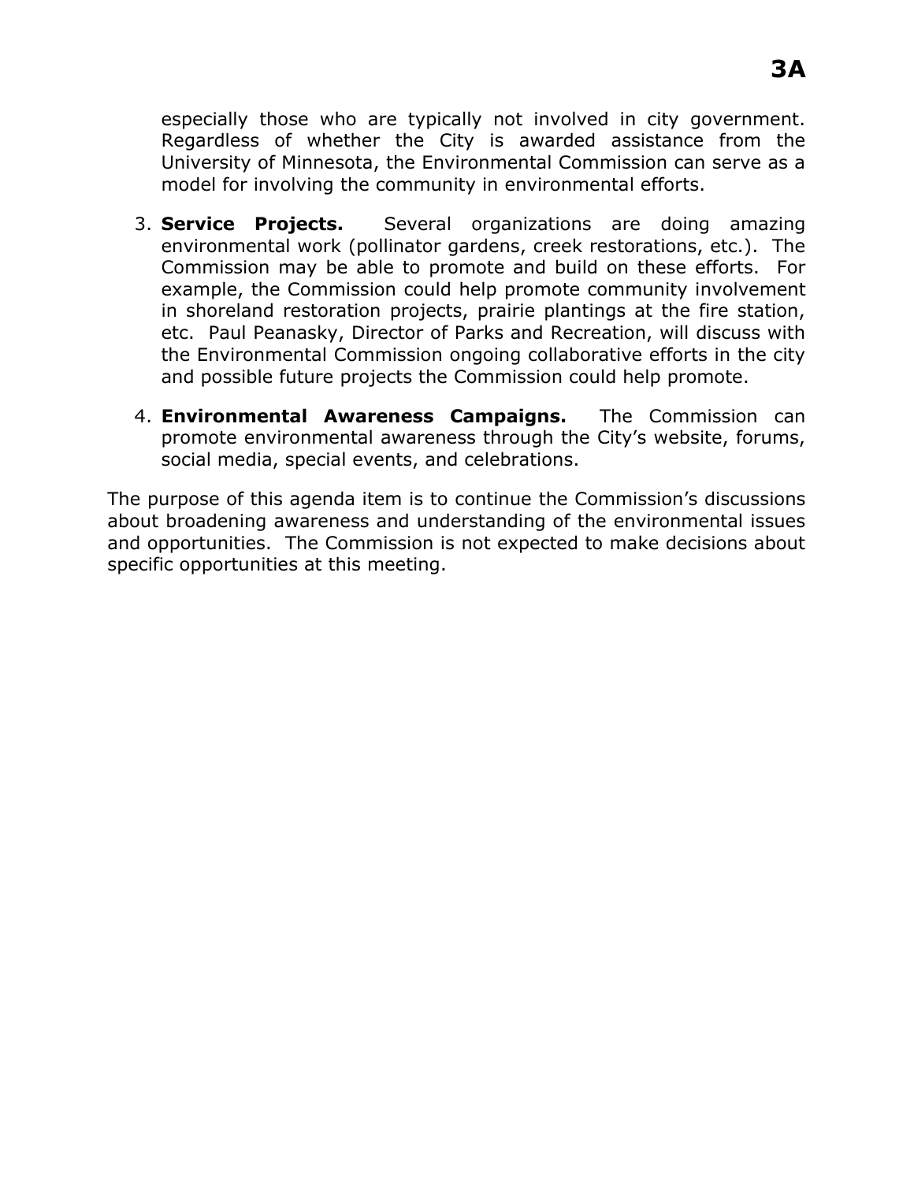especially those who are typically not involved in city government. Regardless of whether the City is awarded assistance from the University of Minnesota, the Environmental Commission can serve as a model for involving the community in environmental efforts.

3. **Service Projects.** Several organizations are doing amazing environmental work (pollinator gardens, creek restorations, etc.). The Commission may be able to promote and build on these efforts. For example, the Commission could help promote community involvement in shoreland restoration projects, prairie plantings at the fire station, etc. Paul Peanasky, Director of Parks and Recreation, will discuss with the Environmental Commission ongoing collaborative efforts in the city and possible future projects the Commission could help promote.

4. **Environmental Awareness Campaigns.** The Commission can promote environmental awareness through the City's website, forums, social media, special events, and celebrations.

The purpose of this agenda item is to continue the Commission's discussions about broadening awareness and understanding of the environmental issues and opportunities. The Commission is not expected to make decisions about specific opportunities at this meeting.